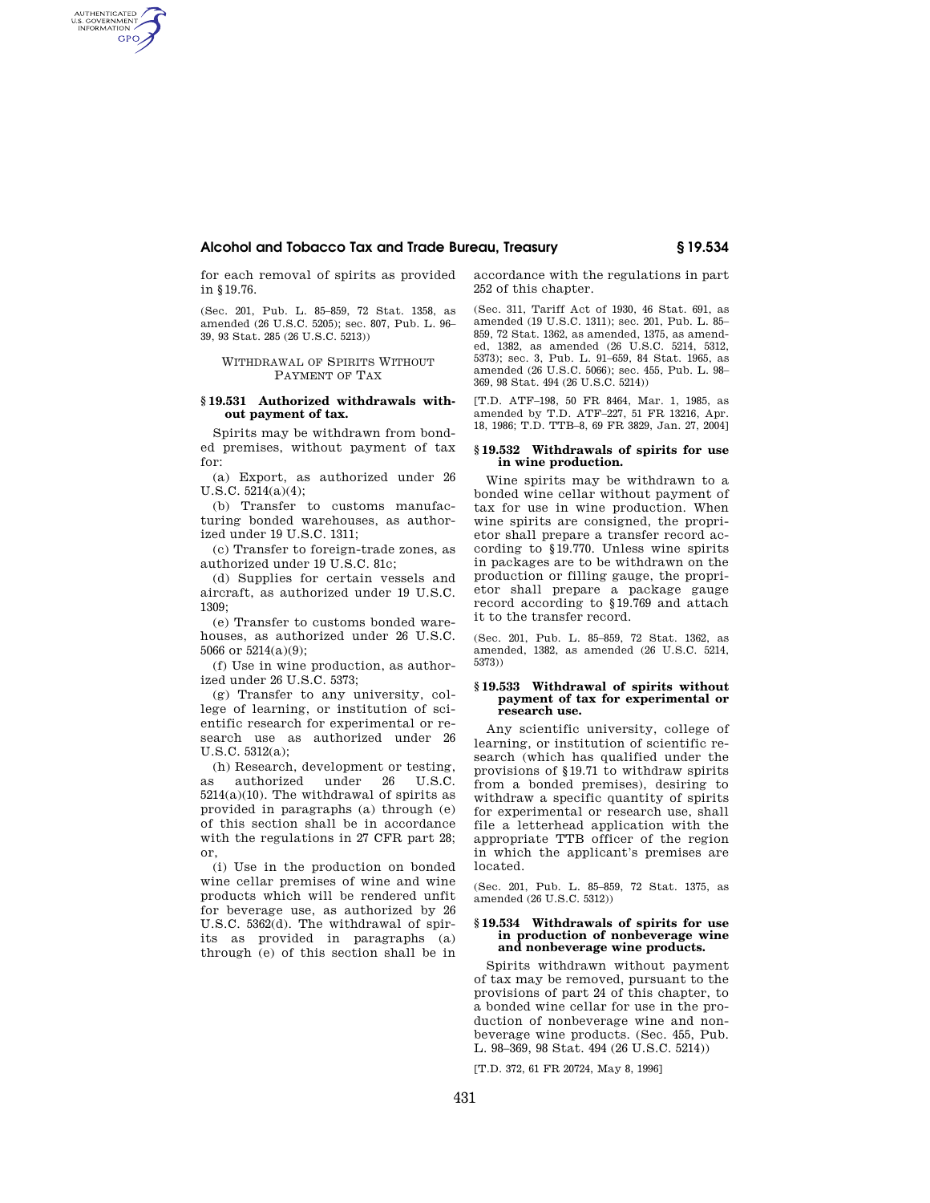for each removal of spirits as provided in §19.76.

(Sec. 201, Pub. L. 85–859, 72 Stat. 1358, as amended (26 U.S.C. 5205); sec. 807, Pub. L. 96–39, 93 Stat. 285 (26 U.S.C. 5213))

WITHDRAWAL OF SPIRITS WITHOUT PAYMENT OF TAX

### § 19.531 Authorized withdrawals without payment of tax.

Spirits may be withdrawn from bonded premises, without payment of tax for:

(a) Export, as authorized under 26 U.S.C. 5214(a)(4);

(b) Transfer to customs manufacturing bonded warehouses, as authorized under 19 U.S.C. 1311;

(c) Transfer to foreign-trade zones, as authorized under 19 U.S.C. 81c;

(d) Supplies for certain vessels and aircraft, as authorized under 19 U.S.C. 1309;

(e) Transfer to customs bonded warehouses, as authorized under 26 U.S.C. 5066 or 5214(a)(9);

(f) Use in wine production, as authorized under 26 U.S.C. 5373;

(g) Transfer to any university, college of learning, or institution of scientific research for experimental or research use as authorized under 26 U.S.C. 5312(a);

(h) Research, development or testing, as authorized under 26 U.S.C. 5214(a)(10). The withdrawal of spirits as provided in paragraphs (a) through (e) of this section shall be in accordance with the regulations in 27 CFR part 28; or,

(i) Use in the production on bonded wine cellar premises of wine and wine products which will be rendered unfit for beverage use, as authorized by 26 U.S.C. 5362(d). The withdrawal of spirits as provided in paragraphs (a) through (e) of this section shall be in accordance with the regulations in part 252 of this chapter.

(Sec. 311, Tariff Act of 1930, 46 Stat. 691, as amended (19 U.S.C. 1311); sec. 201, Pub. L. 85–859, 72 Stat. 1362, as amended, 1375, as amended, 1382, as amended (26 U.S.C. 5214, 5312, 5373); sec. 3, Pub. L. 91–659, 84 Stat. 1965, as amended (26 U.S.C. 5066); sec. 455, Pub. L. 98–369, 98 Stat. 494 (26 U.S.C. 5214))

[T.D. ATF–198, 50 FR 8464, Mar. 1, 1985, as amended by T.D. ATF–227, 51 FR 13216, Apr. 18, 1986; T.D. TTB–8, 69 FR 3829, Jan. 27, 2004]

### § 19.532 Withdrawals of spirits for use in wine production.

Wine spirits may be withdrawn to a bonded wine cellar without payment of tax for use in wine production. When wine spirits are consigned, the proprietor shall prepare a transfer record according to §19.770. Unless wine spirits in packages are to be withdrawn on the production or filling gauge, the proprietor shall prepare a package gauge record according to §19.769 and attach it to the transfer record.

(Sec. 201, Pub. L. 85–859, 72 Stat. 1362, as amended, 1382, as amended (26 U.S.C. 5214, 5373))

### § 19.533 Withdrawal of spirits without payment of tax for experimental or research use.

Any scientific university, college of learning, or institution of scientific research (which has qualified under the provisions of §19.71 to withdraw spirits from a bonded premises), desiring to withdraw a specific quantity of spirits for experimental or research use, shall file a letterhead application with the appropriate TTB officer of the region in which the applicant's premises are located.

(Sec. 201, Pub. L. 85–859, 72 Stat. 1375, as amended (26 U.S.C. 5312))

### § 19.534 Withdrawals of spirits for use in production of nonbeverage wine and nonbeverage wine products.

Spirits withdrawn without payment of tax may be removed, pursuant to the provisions of part 24 of this chapter, to a bonded wine cellar for use in the production of nonbeverage wine and nonbeverage wine products. (Sec. 455, Pub. L. 98–369, 98 Stat. 494 (26 U.S.C. 5214))

[T.D. 372, 61 FR 20724, May 8, 1996]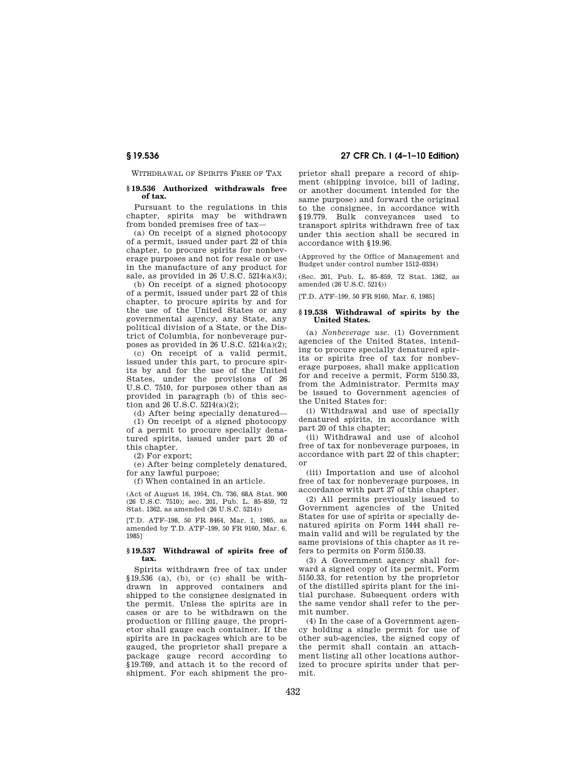WITHDRAWAL OF SPIRITS FREE OF TAX

### § 19.536 Authorized withdrawals free of tax.

Pursuant to the regulations in this chapter, spirits may be withdrawn from bonded premises free of tax—

(a) On receipt of a signed photocopy of a permit, issued under part 22 of this chapter, to procure spirits for nonbeverage purposes and not for resale or use in the manufacture of any product for sale, as provided in 26 U.S.C. 5214(a)(3);

(b) On receipt of a signed photocopy of a permit, issued under part 22 of this chapter, to procure spirits by and for the use of the United States or any governmental agency, any State, any political division of a State, or the District of Columbia, for nonbeverage purposes as provided in 26 U.S.C. 5214(a)(2);

(c) On receipt of a valid permit, issued under this part, to procure spirits by and for the use of the United States, under the provisions of 26 U.S.C. 7510, for purposes other than as provided in paragraph (b) of this section and 26 U.S.C. 5214(a)(2);

(d) After being specially denatured—

(1) On receipt of a signed photocopy of a permit to procure specially denatured spirits, issued under part 20 of this chapter.

(2) For export;

(e) After being completely denatured, for any lawful purpose;

(f) When contained in an article.

(Act of August 16, 1954, Ch. 736, 68A Stat. 900 (26 U.S.C. 7510); sec. 201, Pub. L. 85–859, 72 Stat. 1362, as amended (26 U.S.C. 5214))

[T.D. ATF–198, 50 FR 8464, Mar. 1, 1985, as amended by T.D. ATF–199, 50 FR 9160, Mar. 6, 1985]

### § 19.537 Withdrawal of spirits free of tax.

Spirits withdrawn free of tax under §19.536 (a), (b), or (c) shall be withdrawn in approved containers and shipped to the consignee designated in the permit. Unless the spirits are in cases or are to be withdrawn on the production or filling gauge, the proprietor shall gauge each container. If the spirits are in packages which are to be gauged, the proprietor shall prepare a package gauge record according to §19.769, and attach it to the record of shipment. For each shipment the proprietor shall prepare a record of shipment (shipping invoice, bill of lading, or another document intended for the same purpose) and forward the original to the consignee, in accordance with §19.779. Bulk conveyances used to transport spirits withdrawn free of tax under this section shall be secured in accordance with §19.96.

(Approved by the Office of Management and Budget under control number 1512–0334)

(Sec. 201, Pub. L. 85–859, 72 Stat. 1362, as amended (26 U.S.C. 5214))

[T.D. ATF–199, 50 FR 9160, Mar. 6, 1985]

### § 19.538 Withdrawal of spirits by the United States.

(a) *Nonbeverage use.* (1) Government agencies of the United States, intending to procure specially denatured spirits or spirits free of tax for nonbeverage purposes, shall make application for and receive a permit, Form 5150.33, from the Administrator. Permits may be issued to Government agencies of the United States for:

(i) Withdrawal and use of specially denatured spirits, in accordance with part 20 of this chapter;

(ii) Withdrawal and use of alcohol free of tax for nonbeverage purposes, in accordance with part 22 of this chapter; or

(iii) Importation and use of alcohol free of tax for nonbeverage purposes, in accordance with part 27 of this chapter.

(2) All permits previously issued to Government agencies of the United States for use of spirits or specially denatured spirits on Form 1444 shall remain valid and will be regulated by the same provisions of this chapter as it refers to permits on Form 5150.33.

(3) A Government agency shall forward a signed copy of its permit, Form 5150.33, for retention by the proprietor of the distilled spirits plant for the initial purchase. Subsequent orders with the same vendor shall refer to the permit number.

(4) In the case of a Government agency holding a single permit for use of other sub-agencies, the signed copy of the permit shall contain an attachment listing all other locations authorized to procure spirits under that permit.